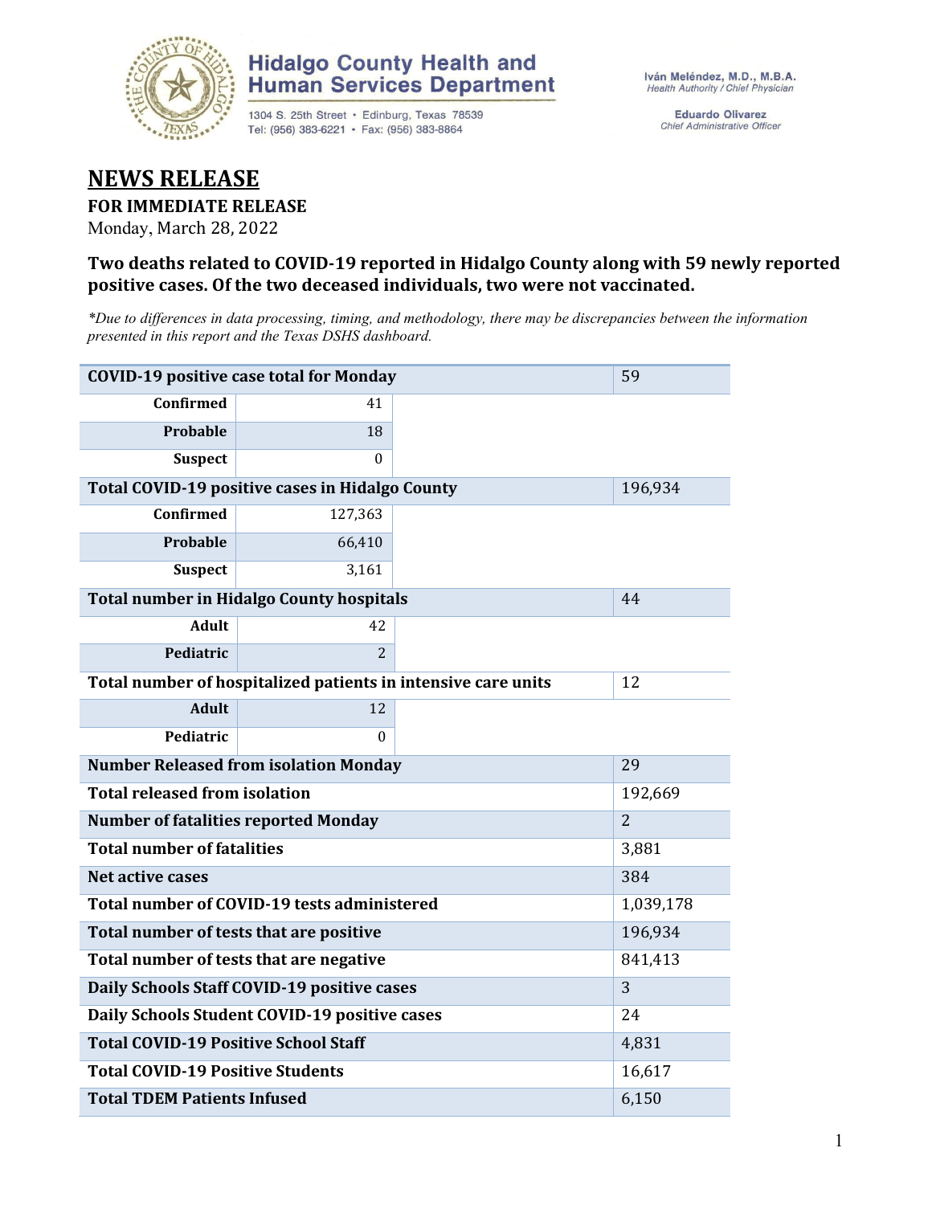Hidalgo County Health and Human Services Department

1304 S. 25th Street • Edinburg, Texas 78539
Tel: (956) 383-6221 • Fax: (956) 383-8864

Iván Meléndez, M.D., M.B.A.
*Health Authority / Chief Physician*

Eduardo Olivarez
*Chief Administrative Officer*

# NEWS RELEASE

**FOR IMMEDIATE RELEASE**

Monday, March 28, 2022

### Two deaths related to COVID-19 reported in Hidalgo County along with 59 newly reported positive cases. Of the two deceased individuals, two were not vaccinated.

*\*Due to differences in data processing, timing, and methodology, there may be discrepancies between the information presented in this report and the Texas DSHS dashboard.*

| | | | |
|---|---|---|---|
| **COVID-19 positive case total for Monday** | | | 59 |
| **Confirmed** | 41 | | |
| **Probable** | 18 | | |
| **Suspect** | 0 | | |
| **Total COVID-19 positive cases in Hidalgo County** | | | 196,934 |
| **Confirmed** | 127,363 | | |
| **Probable** | 66,410 | | |
| **Suspect** | 3,161 | | |
| **Total number in Hidalgo County hospitals** | | | 44 |
| **Adult** | 42 | | |
| **Pediatric** | 2 | | |
| **Total number of hospitalized patients in intensive care units** | | | 12 |
| **Adult** | 12 | | |
| **Pediatric** | 0 | | |
| **Number Released from isolation Monday** | | | 29 |
| **Total released from isolation** | | | 192,669 |
| **Number of fatalities reported Monday** | | | 2 |
| **Total number of fatalities** | | | 3,881 |
| **Net active cases** | | | 384 |
| **Total number of COVID-19 tests administered** | | | 1,039,178 |
| **Total number of tests that are positive** | | | 196,934 |
| **Total number of tests that are negative** | | | 841,413 |
| **Daily Schools Staff COVID-19 positive cases** | | | 3 |
| **Daily Schools Student COVID-19 positive cases** | | | 24 |
| **Total COVID-19 Positive School Staff** | | | 4,831 |
| **Total COVID-19 Positive Students** | | | 16,617 |
| **Total TDEM Patients Infused** | | | 6,150 |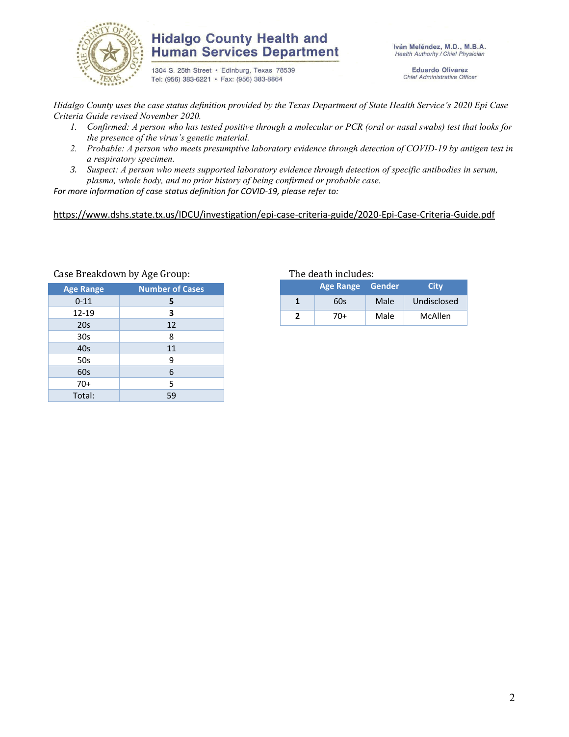**Hidalgo County Health and Human Services Department**

1304 S. 25th Street • Edinburg, Texas 78539
Tel: (956) 383-6221 • Fax: (956) 383-8864

**Iván Meléndez, M.D., M.B.A.**
*Health Authority / Chief Physician*

**Eduardo Olivarez**
*Chief Administrative Officer*

*Hidalgo County uses the case status definition provided by the Texas Department of State Health Service's 2020 Epi Case Criteria Guide revised November 2020.*

1. *Confirmed: A person who has tested positive through a molecular or PCR (oral or nasal swabs) test that looks for the presence of the virus's genetic material.*
2. *Probable: A person who meets presumptive laboratory evidence through detection of COVID-19 by antigen test in a respiratory specimen.*
3. *Suspect: A person who meets supported laboratory evidence through detection of specific antibodies in serum, plasma, whole body, and no prior history of being confirmed or probable case.*

*For more information of case status definition for COVID-19, please refer to:*

https://www.dshs.state.tx.us/IDCU/investigation/epi-case-criteria-guide/2020-Epi-Case-Criteria-Guide.pdf

Case Breakdown by Age Group:

| Age Range | Number of Cases |
|---|---|
| 0-11 | **5** |
| 12-19 | **3** |
| 20s | 12 |
| 30s | 8 |
| 40s | 11 |
| 50s | 9 |
| 60s | 6 |
| 70+ | 5 |
| Total: | 59 |

The death includes:

| | Age Range | Gender | City |
|---|---|---|---|
| **1** | 60s | Male | Undisclosed |
| **2** | 70+ | Male | McAllen |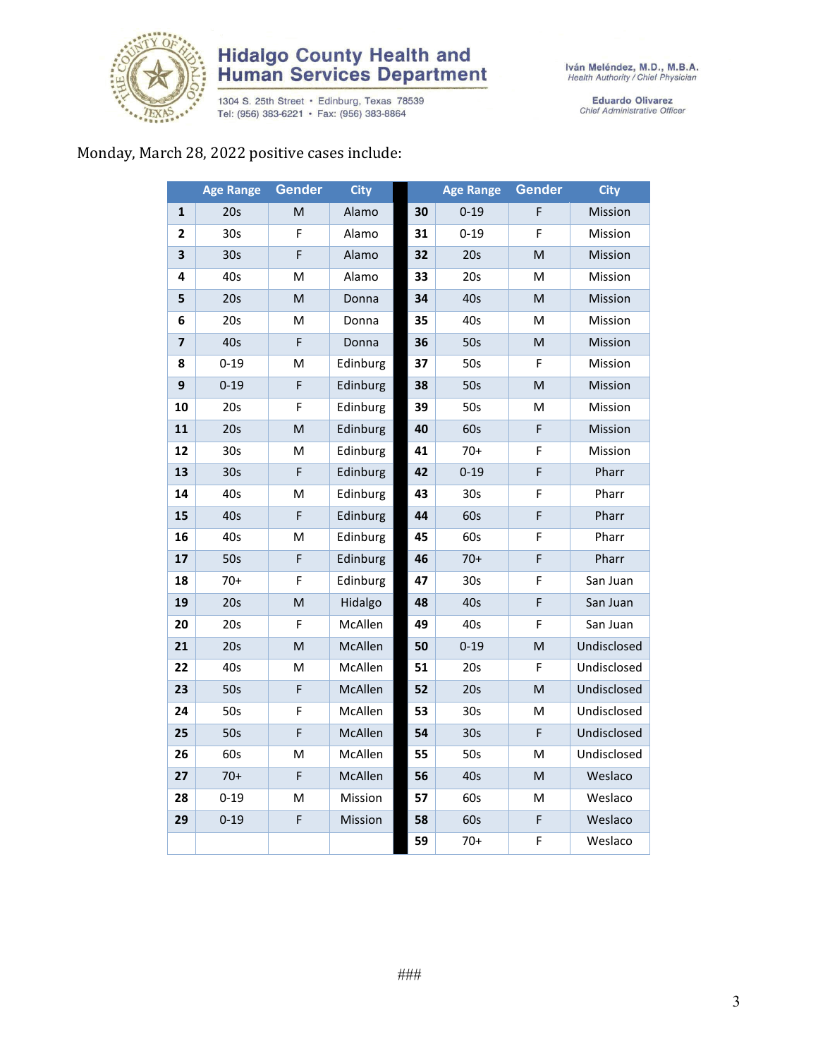**Hidalgo County Health and Human Services Department**

1304 S. 25th Street • Edinburg, Texas 78539
Tel: (956) 383-6221 • Fax: (956) 383-8864

**Iván Meléndez, M.D., M.B.A.**
*Health Authority / Chief Physician*

**Eduardo Olivarez**
*Chief Administrative Officer*

Monday, March 28, 2022 positive cases include:

| | Age Range | Gender | City | | Age Range | Gender | City |
|---|---|---|---|---|---|---|---|
| **1** | 20s | M | Alamo | **30** | 0-19 | F | Mission |
| **2** | 30s | F | Alamo | **31** | 0-19 | F | Mission |
| **3** | 30s | F | Alamo | **32** | 20s | M | Mission |
| **4** | 40s | M | Alamo | **33** | 20s | M | Mission |
| **5** | 20s | M | Donna | **34** | 40s | M | Mission |
| **6** | 20s | M | Donna | **35** | 40s | M | Mission |
| **7** | 40s | F | Donna | **36** | 50s | M | Mission |
| **8** | 0-19 | M | Edinburg | **37** | 50s | F | Mission |
| **9** | 0-19 | F | Edinburg | **38** | 50s | M | Mission |
| **10** | 20s | F | Edinburg | **39** | 50s | M | Mission |
| **11** | 20s | M | Edinburg | **40** | 60s | F | Mission |
| **12** | 30s | M | Edinburg | **41** | 70+ | F | Mission |
| **13** | 30s | F | Edinburg | **42** | 0-19 | F | Pharr |
| **14** | 40s | M | Edinburg | **43** | 30s | F | Pharr |
| **15** | 40s | F | Edinburg | **44** | 60s | F | Pharr |
| **16** | 40s | M | Edinburg | **45** | 60s | F | Pharr |
| **17** | 50s | F | Edinburg | **46** | 70+ | F | Pharr |
| **18** | 70+ | F | Edinburg | **47** | 30s | F | San Juan |
| **19** | 20s | M | Hidalgo | **48** | 40s | F | San Juan |
| **20** | 20s | F | McAllen | **49** | 40s | F | San Juan |
| **21** | 20s | M | McAllen | **50** | 0-19 | M | Undisclosed |
| **22** | 40s | M | McAllen | **51** | 20s | F | Undisclosed |
| **23** | 50s | F | McAllen | **52** | 20s | M | Undisclosed |
| **24** | 50s | F | McAllen | **53** | 30s | M | Undisclosed |
| **25** | 50s | F | McAllen | **54** | 30s | F | Undisclosed |
| **26** | 60s | M | McAllen | **55** | 50s | M | Undisclosed |
| **27** | 70+ | F | McAllen | **56** | 40s | M | Weslaco |
| **28** | 0-19 | M | Mission | **57** | 60s | M | Weslaco |
| **29** | 0-19 | F | Mission | **58** | 60s | F | Weslaco |
| | | | | **59** | 70+ | F | Weslaco |

###